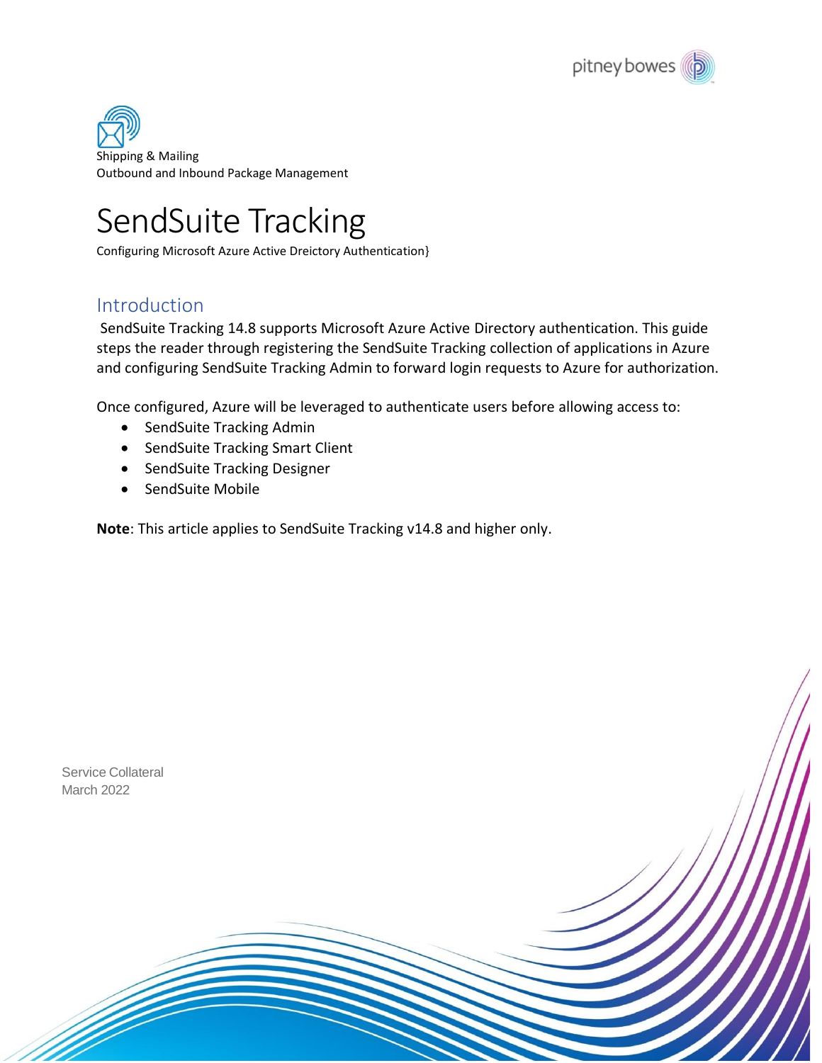Shipping & Mailing
Outbound and Inbound Package Management

# SendSuite Tracking

Configuring Microsoft Azure Active Dreictory Authentication}

## Introduction

SendSuite Tracking 14.8 supports Microsoft Azure Active Directory authentication. This guide steps the reader through registering the SendSuite Tracking collection of applications in Azure and configuring SendSuite Tracking Admin to forward login requests to Azure for authorization.

Once configured, Azure will be leveraged to authenticate users before allowing access to:

- SendSuite Tracking Admin
- SendSuite Tracking Smart Client
- SendSuite Tracking Designer
- SendSuite Mobile

**Note**: This article applies to SendSuite Tracking v14.8 and higher only.

Service Collateral
March 2022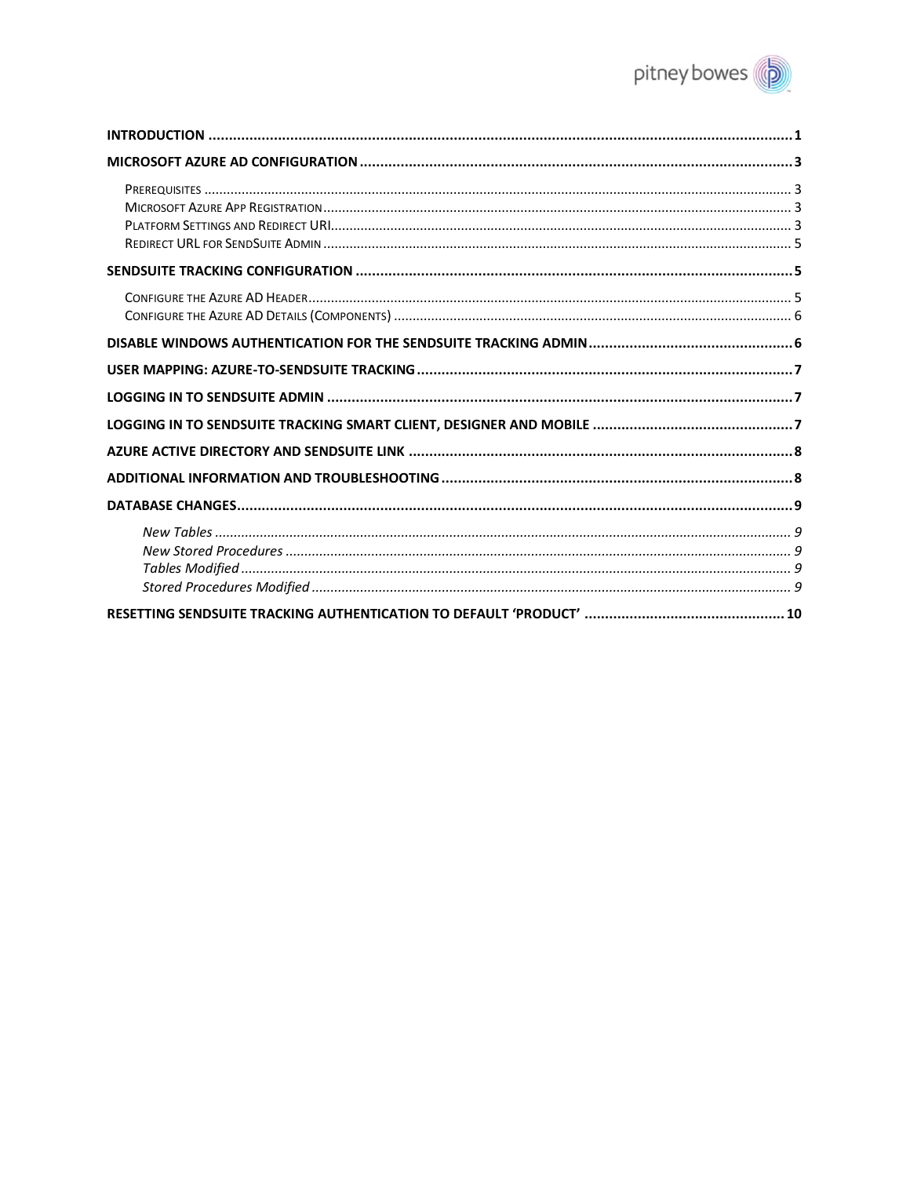- **INTRODUCTION** ..... 1
- **MICROSOFT AZURE AD CONFIGURATION** ..... 3
  - Prerequisites ..... 3
  - Microsoft Azure App Registration ..... 3
  - Platform Settings and Redirect URI ..... 3
  - Redirect URL for SendSuite Admin ..... 5
- **SENDSUITE TRACKING CONFIGURATION** ..... 5
  - Configure the Azure AD Header ..... 5
  - Configure the Azure AD Details (Components) ..... 6
- **DISABLE WINDOWS AUTHENTICATION FOR THE SENDSUITE TRACKING ADMIN** ..... 6
- **USER MAPPING: AZURE-TO-SENDSUITE TRACKING** ..... 7
- **LOGGING IN TO SENDSUITE ADMIN** ..... 7
- **LOGGING IN TO SENDSUITE TRACKING SMART CLIENT, DESIGNER AND MOBILE** ..... 7
- **AZURE ACTIVE DIRECTORY AND SENDSUITE LINK** ..... 8
- **ADDITIONAL INFORMATION AND TROUBLESHOOTING** ..... 8
- **DATABASE CHANGES** ..... 9
  - *New Tables* ..... 9
  - *New Stored Procedures* ..... 9
  - *Tables Modified* ..... 9
  - *Stored Procedures Modified* ..... 9
- **RESETTING SENDSUITE TRACKING AUTHENTICATION TO DEFAULT 'PRODUCT'** ..... 10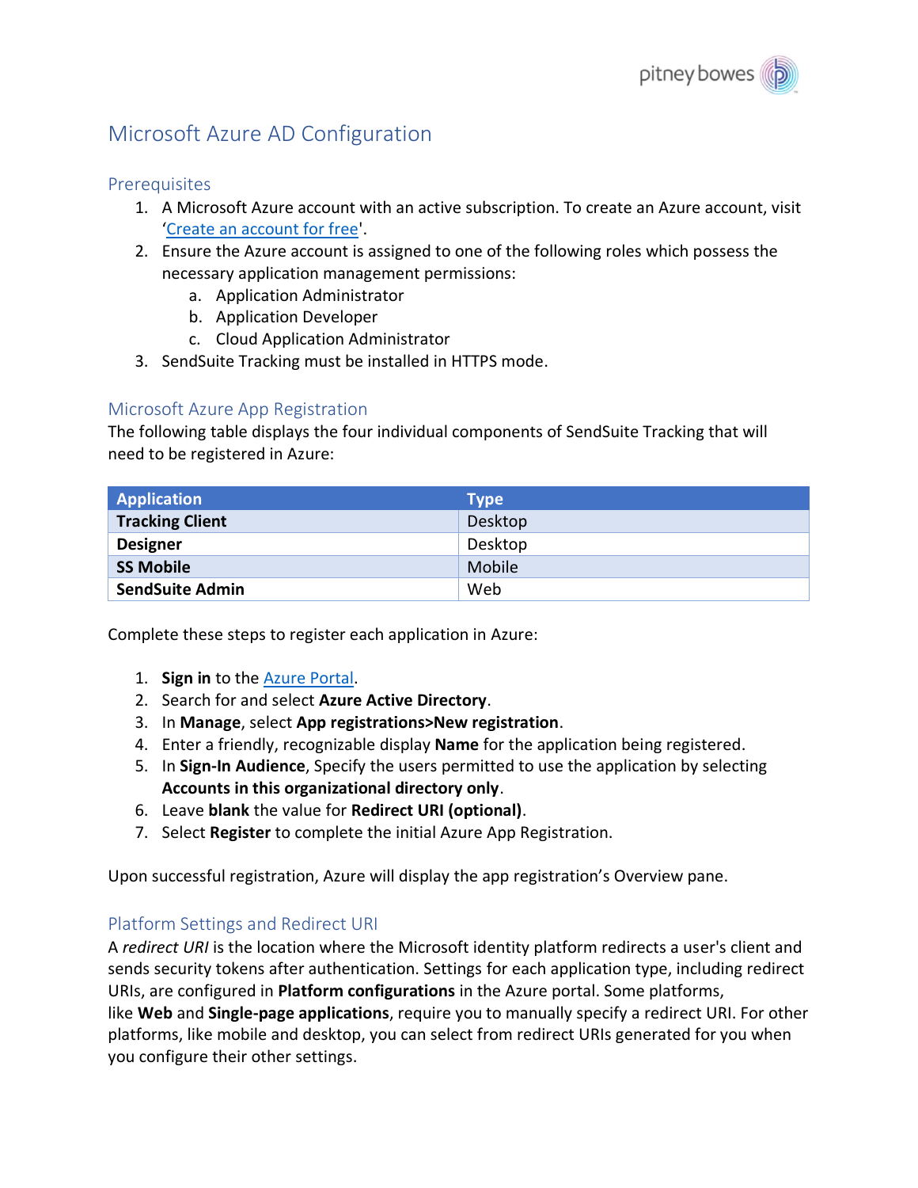# Microsoft Azure AD Configuration

## Prerequisites

1. A Microsoft Azure account with an active subscription. To create an Azure account, visit '[Create an account for free](#)'.
2. Ensure the Azure account is assigned to one of the following roles which possess the necessary application management permissions:
    a. Application Administrator
    b. Application Developer
    c. Cloud Application Administrator
3. SendSuite Tracking must be installed in HTTPS mode.

## Microsoft Azure App Registration

The following table displays the four individual components of SendSuite Tracking that will need to be registered in Azure:

| Application | Type |
|---|---|
| **Tracking Client** | Desktop |
| **Designer** | Desktop |
| **SS Mobile** | Mobile |
| **SendSuite Admin** | Web |

Complete these steps to register each application in Azure:

1. **Sign in** to the [Azure Portal](#).
2. Search for and select **Azure Active Directory**.
3. In **Manage**, select **App registrations>New registration**.
4. Enter a friendly, recognizable display **Name** for the application being registered.
5. In **Sign-In Audience**, Specify the users permitted to use the application by selecting **Accounts in this organizational directory only**.
6. Leave **blank** the value for **Redirect URI (optional)**.
7. Select **Register** to complete the initial Azure App Registration.

Upon successful registration, Azure will display the app registration's Overview pane.

## Platform Settings and Redirect URI

A *redirect URI* is the location where the Microsoft identity platform redirects a user's client and sends security tokens after authentication. Settings for each application type, including redirect URIs, are configured in **Platform configurations** in the Azure portal. Some platforms, like **Web** and **Single-page applications**, require you to manually specify a redirect URI. For other platforms, like mobile and desktop, you can select from redirect URIs generated for you when you configure their other settings.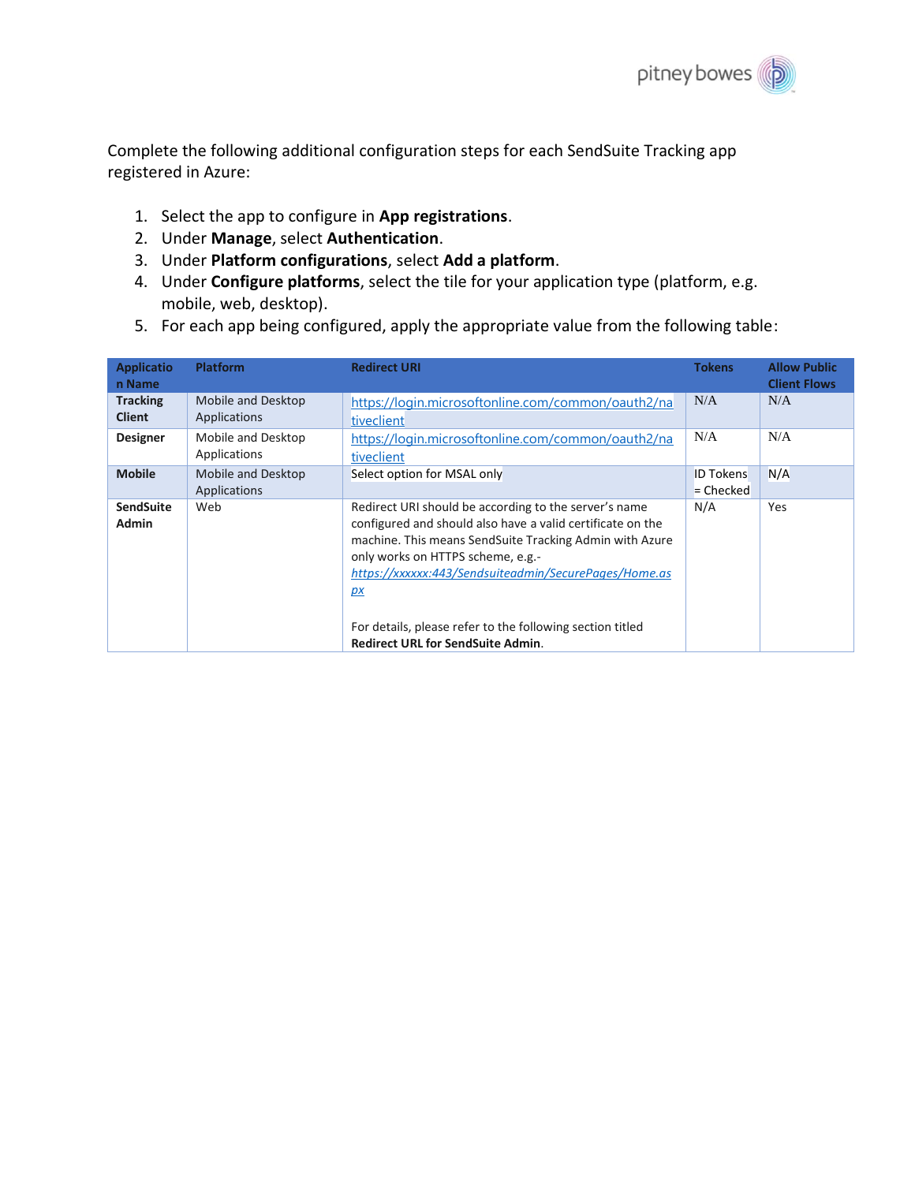Complete the following additional configuration steps for each SendSuite Tracking app registered in Azure:

1. Select the app to configure in **App registrations**.
2. Under **Manage**, select **Authentication**.
3. Under **Platform configurations**, select **Add a platform**.
4. Under **Configure platforms**, select the tile for your application type (platform, e.g. mobile, web, desktop).
5. For each app being configured, apply the appropriate value from the following table:

| Application Name | Platform | Redirect URI | Tokens | Allow Public Client Flows |
|---|---|---|---|---|
| **Tracking Client** | Mobile and Desktop Applications | https://login.microsoftonline.com/common/oauth2/nativeclient | N/A | N/A |
| **Designer** | Mobile and Desktop Applications | https://login.microsoftonline.com/common/oauth2/nativeclient | N/A | N/A |
| **Mobile** | Mobile and Desktop Applications | Select option for MSAL only | ID Tokens = Checked | N/A |
| **SendSuite Admin** | Web | Redirect URI should be according to the server's name configured and should also have a valid certificate on the machine. This means SendSuite Tracking Admin with Azure only works on HTTPS scheme, e.g.- *https://xxxxxx:443/Sendsuiteadmin/SecurePages/Home.aspx*<br><br>For details, please refer to the following section titled **Redirect URL for SendSuite Admin**. | N/A | Yes |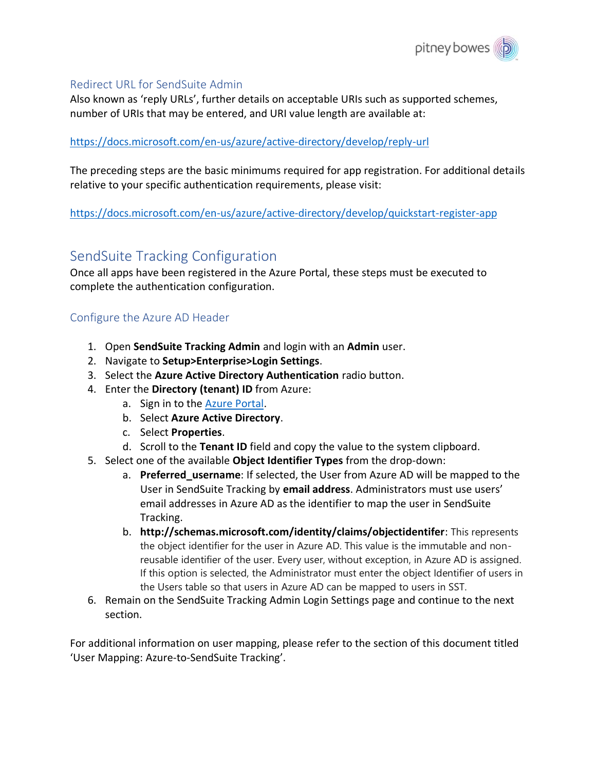### Redirect URL for SendSuite Admin

Also known as 'reply URLs', further details on acceptable URIs such as supported schemes, number of URIs that may be entered, and URI value length are available at:

https://docs.microsoft.com/en-us/azure/active-directory/develop/reply-url

The preceding steps are the basic minimums required for app registration. For additional details relative to your specific authentication requirements, please visit:

https://docs.microsoft.com/en-us/azure/active-directory/develop/quickstart-register-app

## SendSuite Tracking Configuration

Once all apps have been registered in the Azure Portal, these steps must be executed to complete the authentication configuration.

### Configure the Azure AD Header

1. Open **SendSuite Tracking Admin** and login with an **Admin** user.
2. Navigate to **Setup>Enterprise>Login Settings**.
3. Select the **Azure Active Directory Authentication** radio button.
4. Enter the **Directory (tenant) ID** from Azure:
   a. Sign in to the Azure Portal.
   b. Select **Azure Active Directory**.
   c. Select **Properties**.
   d. Scroll to the **Tenant ID** field and copy the value to the system clipboard.
5. Select one of the available **Object Identifier Types** from the drop-down:
   a. **Preferred_username**: If selected, the User from Azure AD will be mapped to the User in SendSuite Tracking by **email address**. Administrators must use users' email addresses in Azure AD as the identifier to map the user in SendSuite Tracking.
   b. **http://schemas.microsoft.com/identity/claims/objectidentifer**: This represents the object identifier for the user in Azure AD. This value is the immutable and non-reusable identifier of the user. Every user, without exception, in Azure AD is assigned. If this option is selected, the Administrator must enter the object Identifier of users in the Users table so that users in Azure AD can be mapped to users in SST.
6. Remain on the SendSuite Tracking Admin Login Settings page and continue to the next section.

For additional information on user mapping, please refer to the section of this document titled 'User Mapping: Azure-to-SendSuite Tracking'.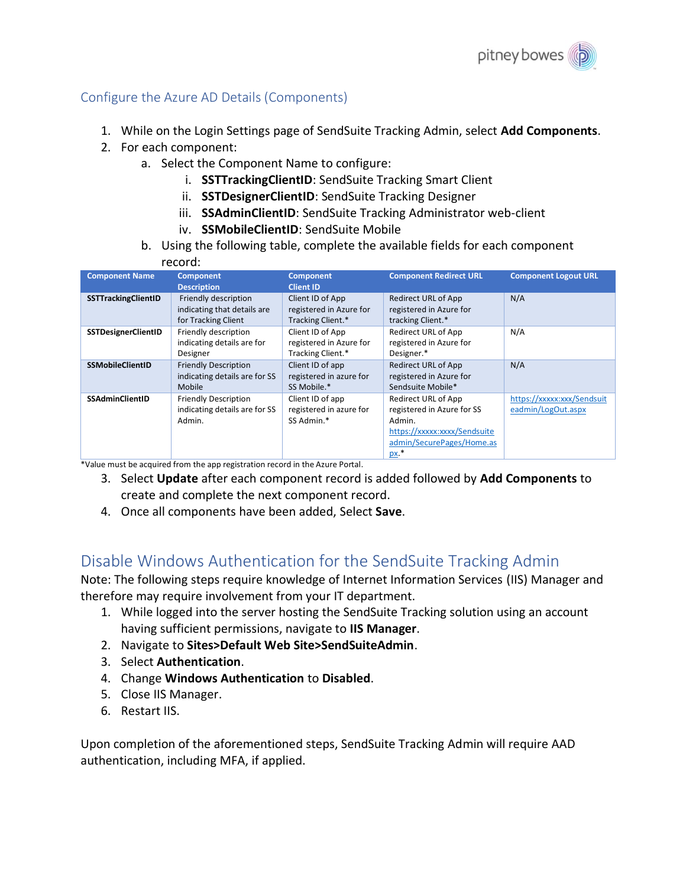## Configure the Azure AD Details (Components)

1. While on the Login Settings page of SendSuite Tracking Admin, select **Add Components**.
2. For each component:
   a. Select the Component Name to configure:
      i. **SSTTrackingClientID**: SendSuite Tracking Smart Client
      ii. **SSTDesignerClientID**: SendSuite Tracking Designer
      iii. **SSAdminClientID**: SendSuite Tracking Administrator web-client
      iv. **SSMobileClientID**: SendSuite Mobile
   b. Using the following table, complete the available fields for each component record:

| Component Name | Component Description | Component Client ID | Component Redirect URL | Component Logout URL |
|---|---|---|---|---|
| **SSTTrackingClientID** | Friendly description indicating that details are for Tracking Client | Client ID of App registered in Azure for Tracking Client.* | Redirect URL of App registered in Azure for tracking Client.* | N/A |
| **SSTDesignerClientID** | Friendly description indicating details are for Designer | Client ID of App registered in Azure for Tracking Client.* | Redirect URL of App registered in Azure for Designer.* | N/A |
| **SSMobileClientID** | Friendly Description indicating details are for SS Mobile | Client ID of app registered in azure for SS Mobile.* | Redirect URL of App registered in Azure for Sendsuite Mobile* | N/A |
| **SSAdminClientID** | Friendly Description indicating details are for SS Admin. | Client ID of app registered in azure for SS Admin.* | Redirect URL of App registered in Azure for SS Admin. https://xxxxx:xxxx/Sendsuiteadmin/SecurePages/Home.aspx.* | https://xxxxx:xxx/Sendsuiteadmin/LogOut.aspx |

*Value must be acquired from the app registration record in the Azure Portal.

3. Select **Update** after each component record is added followed by **Add Components** to create and complete the next component record.
4. Once all components have been added, Select **Save**.

# Disable Windows Authentication for the SendSuite Tracking Admin

Note: The following steps require knowledge of Internet Information Services (IIS) Manager and therefore may require involvement from your IT department.

1. While logged into the server hosting the SendSuite Tracking solution using an account having sufficient permissions, navigate to **IIS Manager**.
2. Navigate to **Sites>Default Web Site>SendSuiteAdmin**.
3. Select **Authentication**.
4. Change **Windows Authentication** to **Disabled**.
5. Close IIS Manager.
6. Restart IIS.

Upon completion of the aforementioned steps, SendSuite Tracking Admin will require AAD authentication, including MFA, if applied.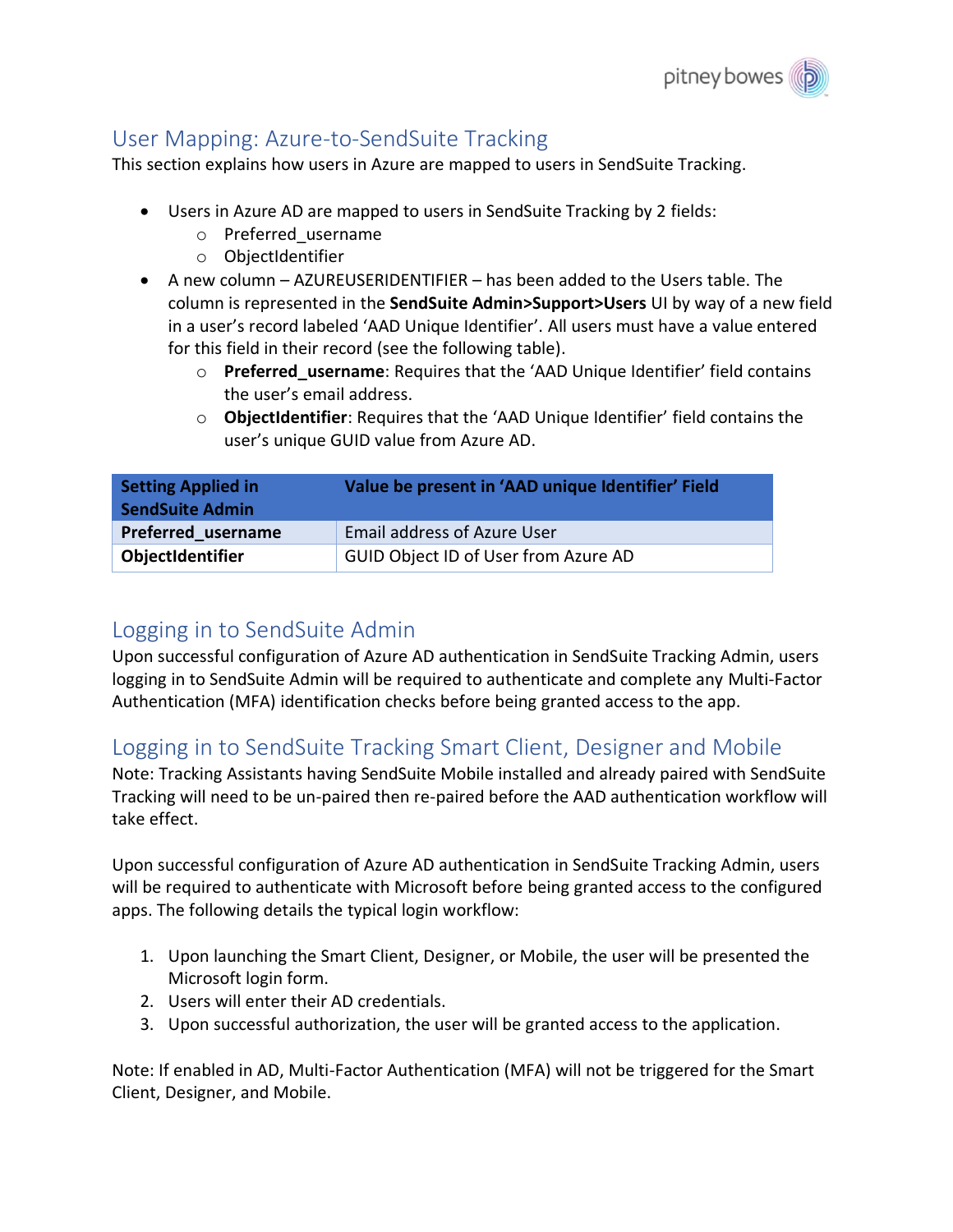## User Mapping: Azure-to-SendSuite Tracking

This section explains how users in Azure are mapped to users in SendSuite Tracking.

- Users in Azure AD are mapped to users in SendSuite Tracking by 2 fields:
    - Preferred_username
    - ObjectIdentifier
- A new column – AZUREUSERIDENTIFIER – has been added to the Users table. The column is represented in the **SendSuite Admin>Support>Users** UI by way of a new field in a user's record labeled 'AAD Unique Identifier'. All users must have a value entered for this field in their record (see the following table).
    - **Preferred_username**: Requires that the 'AAD Unique Identifier' field contains the user's email address.
    - **ObjectIdentifier**: Requires that the 'AAD Unique Identifier' field contains the user's unique GUID value from Azure AD.

| Setting Applied in SendSuite Admin | Value be present in 'AAD unique Identifier' Field |
|---|---|
| **Preferred_username** | Email address of Azure User |
| **ObjectIdentifier** | GUID Object ID of User from Azure AD |

## Logging in to SendSuite Admin

Upon successful configuration of Azure AD authentication in SendSuite Tracking Admin, users logging in to SendSuite Admin will be required to authenticate and complete any Multi-Factor Authentication (MFA) identification checks before being granted access to the app.

## Logging in to SendSuite Tracking Smart Client, Designer and Mobile

Note: Tracking Assistants having SendSuite Mobile installed and already paired with SendSuite Tracking will need to be un-paired then re-paired before the AAD authentication workflow will take effect.

Upon successful configuration of Azure AD authentication in SendSuite Tracking Admin, users will be required to authenticate with Microsoft before being granted access to the configured apps. The following details the typical login workflow:

1. Upon launching the Smart Client, Designer, or Mobile, the user will be presented the Microsoft login form.
2. Users will enter their AD credentials.
3. Upon successful authorization, the user will be granted access to the application.

Note: If enabled in AD, Multi-Factor Authentication (MFA) will not be triggered for the Smart Client, Designer, and Mobile.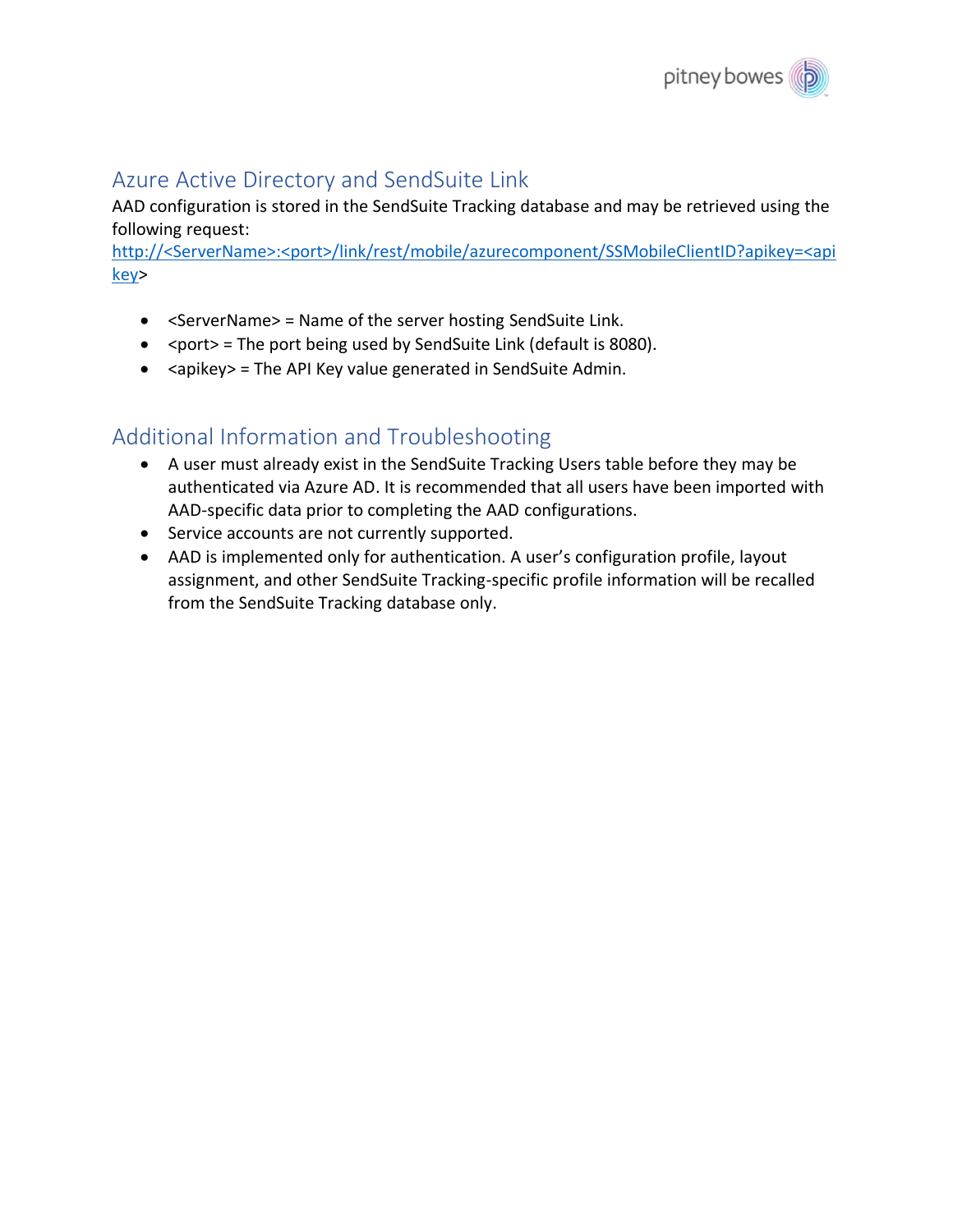## Azure Active Directory and SendSuite Link

AAD configuration is stored in the SendSuite Tracking database and may be retrieved using the following request:
http://<ServerName>:<port>/link/rest/mobile/azurecomponent/SSMobileClientID?apikey=<apikey>

- <ServerName> = Name of the server hosting SendSuite Link.
- <port> = The port being used by SendSuite Link (default is 8080).
- <apikey> = The API Key value generated in SendSuite Admin.

## Additional Information and Troubleshooting

- A user must already exist in the SendSuite Tracking Users table before they may be authenticated via Azure AD. It is recommended that all users have been imported with AAD-specific data prior to completing the AAD configurations.
- Service accounts are not currently supported.
- AAD is implemented only for authentication. A user's configuration profile, layout assignment, and other SendSuite Tracking-specific profile information will be recalled from the SendSuite Tracking database only.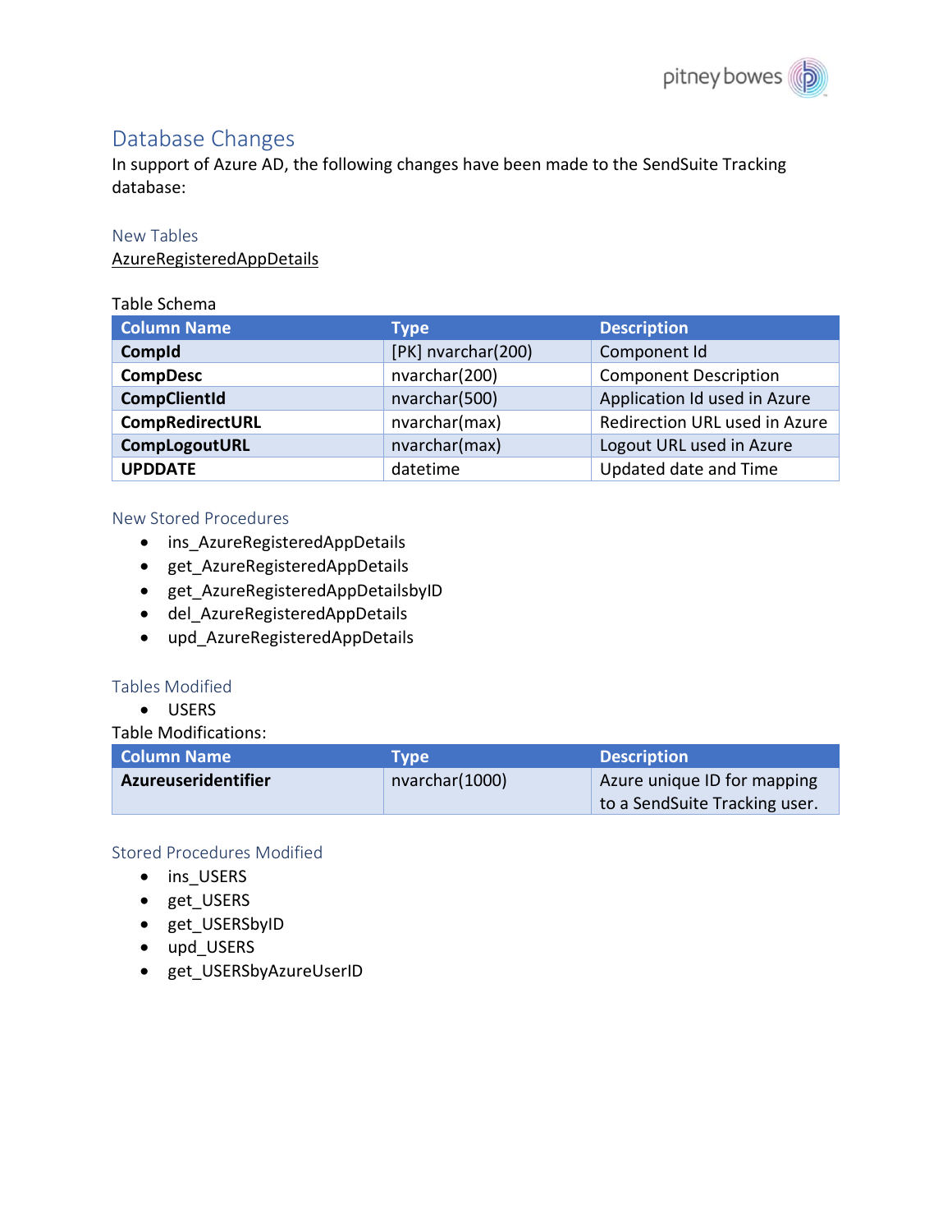## Database Changes

In support of Azure AD, the following changes have been made to the SendSuite Tracking database:

### New Tables

AzureRegisteredAppDetails

Table Schema

| Column Name | Type | Description |
|---|---|---|
| **CompId** | [PK] nvarchar(200) | Component Id |
| **CompDesc** | nvarchar(200) | Component Description |
| **CompClientId** | nvarchar(500) | Application Id used in Azure |
| **CompRedirectURL** | nvarchar(max) | Redirection URL used in Azure |
| **CompLogoutURL** | nvarchar(max) | Logout URL used in Azure |
| **UPDDATE** | datetime | Updated date and Time |

### New Stored Procedures

- ins_AzureRegisteredAppDetails
- get_AzureRegisteredAppDetails
- get_AzureRegisteredAppDetailsbyID
- del_AzureRegisteredAppDetails
- upd_AzureRegisteredAppDetails

### Tables Modified

- USERS

Table Modifications:

| Column Name | Type | Description |
|---|---|---|
| **Azureuseridentifier** | nvarchar(1000) | Azure unique ID for mapping to a SendSuite Tracking user. |

### Stored Procedures Modified

- ins_USERS
- get_USERS
- get_USERSbyID
- upd_USERS
- get_USERSbyAzureUserID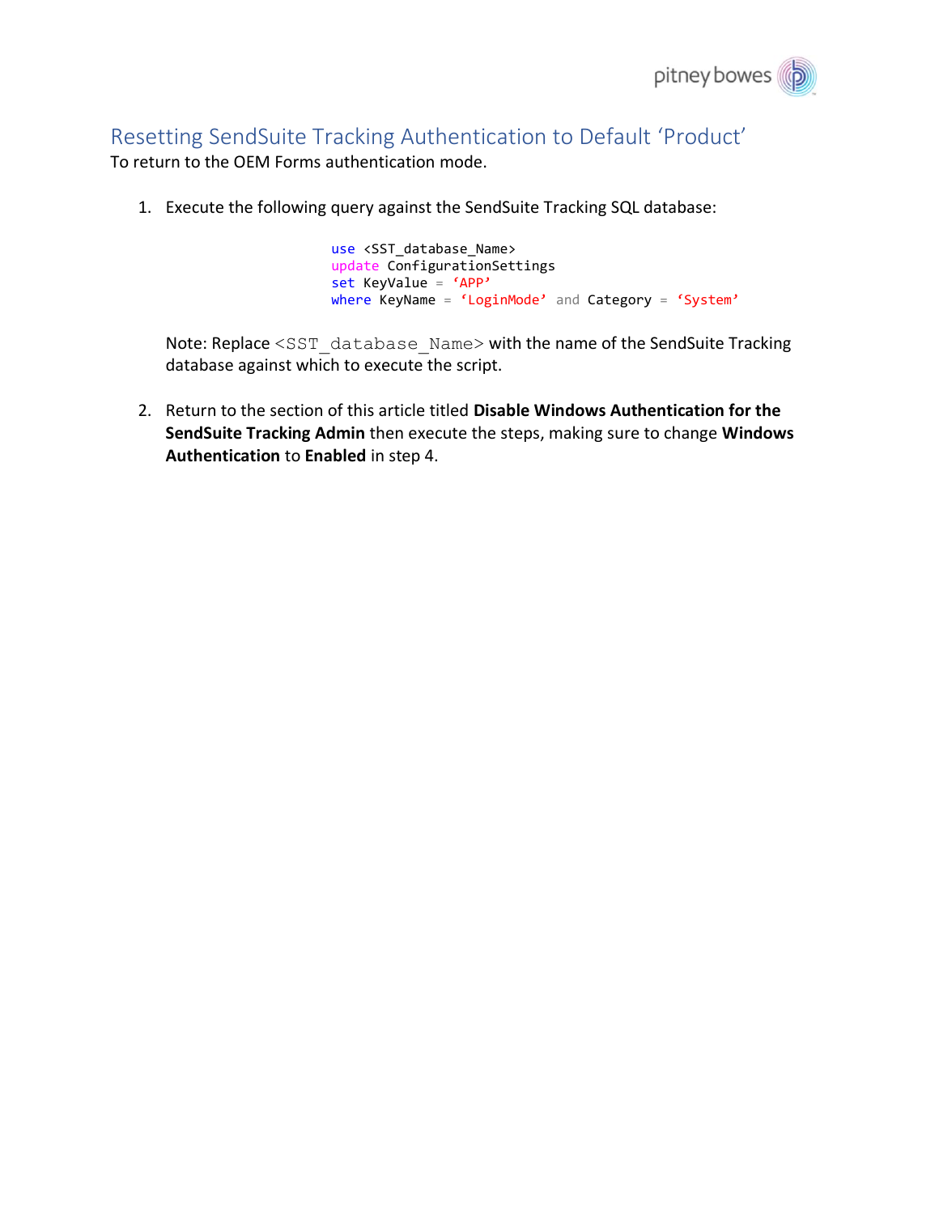## Resetting SendSuite Tracking Authentication to Default ‘Product’

To return to the OEM Forms authentication mode.

1. Execute the following query against the SendSuite Tracking SQL database:

   ```
   use <SST_database_Name>
   update ConfigurationSettings
   set KeyValue = ‘APP’
   where KeyName = ‘LoginMode’ and Category = ‘System’
   ```

   Note: Replace `<SST_database_Name>` with the name of the SendSuite Tracking database against which to execute the script.

2. Return to the section of this article titled **Disable Windows Authentication for the SendSuite Tracking Admin** then execute the steps, making sure to change **Windows Authentication** to **Enabled** in step 4.